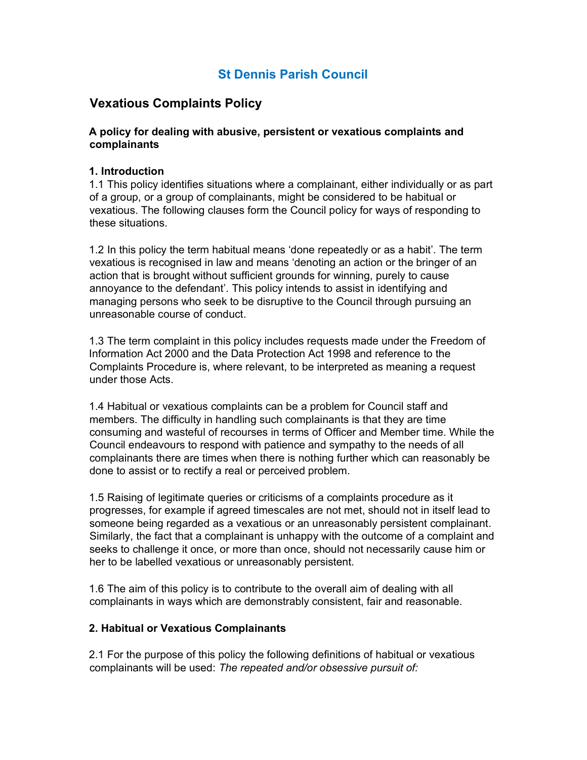# St Dennis Parish Council

## Vexatious Complaints Policy

### A policy for dealing with abusive, persistent or vexatious complaints and complaints

**1. Introduction**

1.1 This policy identifies situations where a complainant, either individually or as part of a group, or a group of complainants, might be considered to be habitual or vexatious. The following clauses form the Council policy for ways of responding to these situations.

1.2 In this policy the term habitual means 'done repeatedly or as a habit'. The term vexatious is recognised in law and means 'denoting an action or the bringer of an action that is brought without sufficient grounds for winning, purely to cause annoyance to the defendant'. This policy intends to assist in identifying and managing persons who seek to be disruptive to the Council through pursuing an unreasonable course of conduct.

1.3 The term complaint in this policy includes requests made under the Freedom of Information Act 2000 and the Data Protection Act 1998 and reference to the Complaints Procedure is, where relevant, to be interpreted as meaning a request under those Acts.

1.4 Habitual or vexatious complaints can be a problem for Council staff and members. The difficulty in handling such complainants is that they are time consuming and wasteful of recourses in terms of Officer and Member time. While the Council endeavours to respond with patience and sympathy to the needs of all complainants there are times when there is nothing further which can reasonably be done to assist or to rectify a real or perceived problem.

1.5 Raising of legitimate queries or criticisms of a complaints procedure as it progresses, for example if agreed timescales are not met, should not in itself lead to someone being regarded as a vexatious or an unreasonably persistent complainant. Similarly, the fact that a complainant is unhappy with the outcome of a complaint and seeks to challenge it once, or more than once, should not necessarily cause him or her to be labelled vexatious or unreasonably persistent.

1.6 The aim of this policy is to contribute to the overall aim of dealing with all complainants in ways which are demonstrably consistent, fair and reasonable.

**2. Habitual or Vexatious Complainants**

2.1 For the purpose of this policy the following definitions of habitual or vexatious complainants will be used: *The repeated and/or obsessive pursuit of:*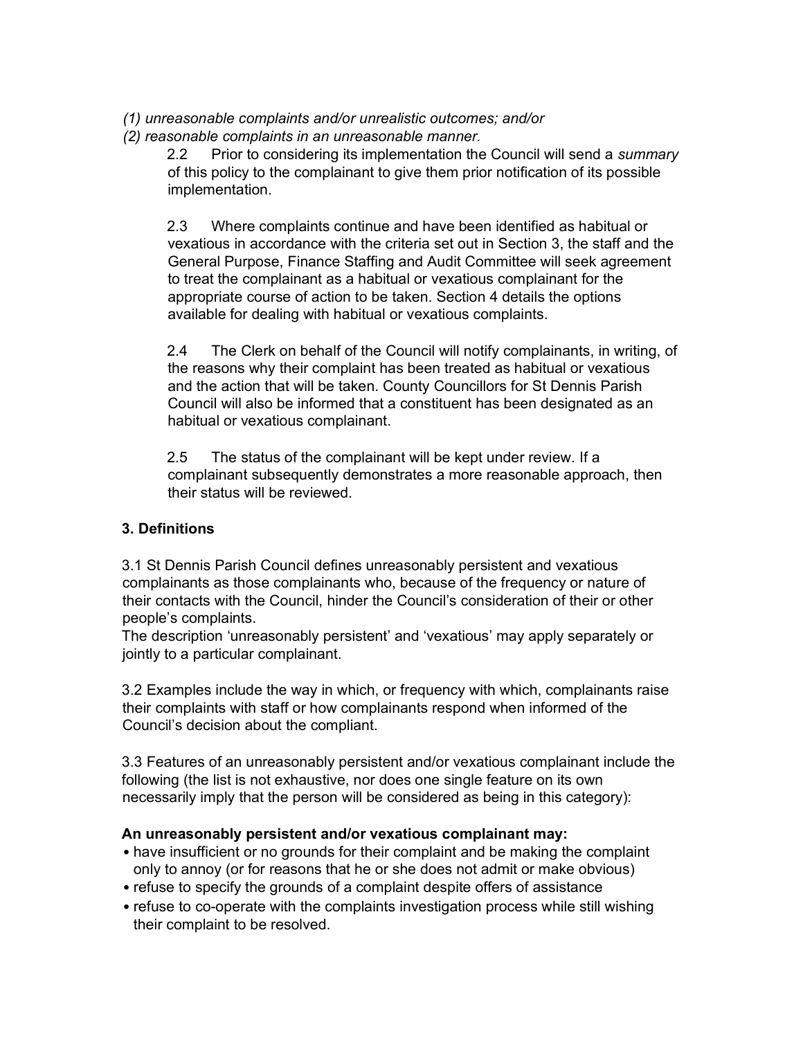*(1) unreasonable complaints and/or unrealistic outcomes; and/or*
*(2) reasonable complaints in an unreasonable manner.*

2.2 Prior to considering its implementation the Council will send a *summary* of this policy to the complainant to give them prior notification of its possible implementation.

2.3 Where complaints continue and have been identified as habitual or vexatious in accordance with the criteria set out in Section 3, the staff and the General Purpose, Finance Staffing and Audit Committee will seek agreement to treat the complainant as a habitual or vexatious complainant for the appropriate course of action to be taken. Section 4 details the options available for dealing with habitual or vexatious complaints.

2.4 The Clerk on behalf of the Council will notify complainants, in writing, of the reasons why their complaint has been treated as habitual or vexatious and the action that will be taken. County Councillors for St Dennis Parish Council will also be informed that a constituent has been designated as an habitual or vexatious complainant.

2.5 The status of the complainant will be kept under review. If a complainant subsequently demonstrates a more reasonable approach, then their status will be reviewed.

## 3. Definitions

3.1 St Dennis Parish Council defines unreasonably persistent and vexatious complainants as those complainants who, because of the frequency or nature of their contacts with the Council, hinder the Council's consideration of their or other people's complaints.
The description 'unreasonably persistent' and 'vexatious' may apply separately or jointly to a particular complainant.

3.2 Examples include the way in which, or frequency with which, complainants raise their complaints with staff or how complainants respond when informed of the Council's decision about the compliant.

3.3 Features of an unreasonably persistent and/or vexatious complainant include the following (the list is not exhaustive, nor does one single feature on its own necessarily imply that the person will be considered as being in this category):

**An unreasonably persistent and/or vexatious complainant may:**

- have insufficient or no grounds for their complaint and be making the complaint only to annoy (or for reasons that he or she does not admit or make obvious)
- refuse to specify the grounds of a complaint despite offers of assistance
- refuse to co-operate with the complaints investigation process while still wishing their complaint to be resolved.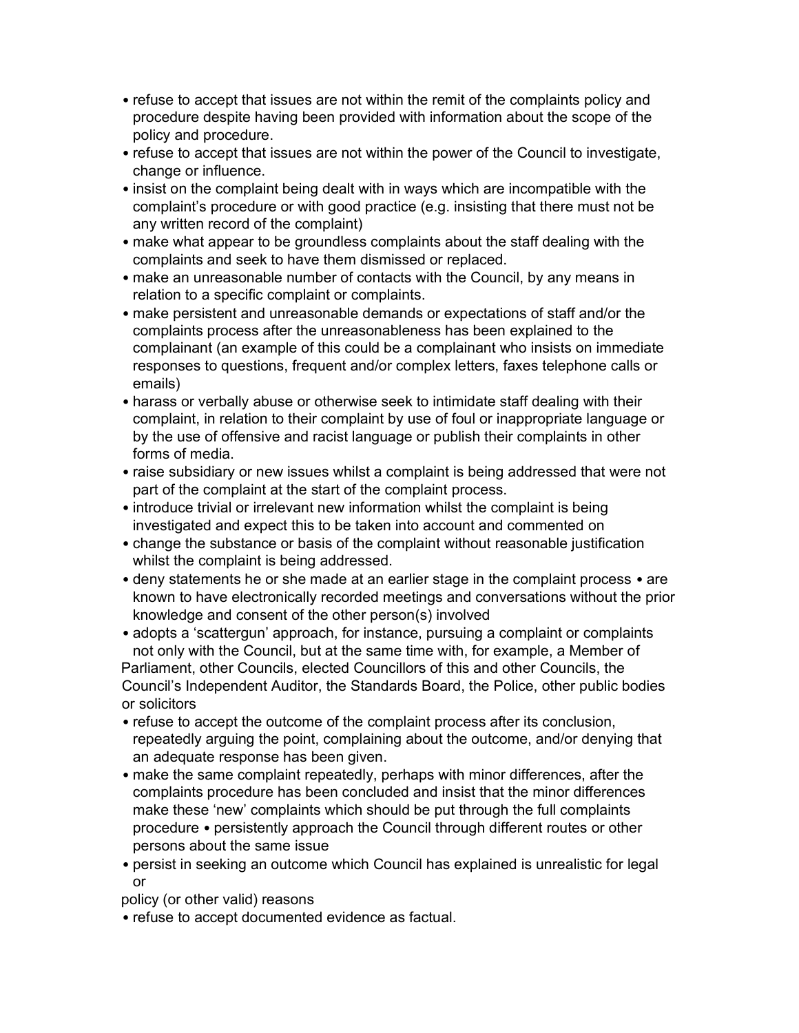- refuse to accept that issues are not within the remit of the complaints policy and procedure despite having been provided with information about the scope of the policy and procedure.
- refuse to accept that issues are not within the power of the Council to investigate, change or influence.
- insist on the complaint being dealt with in ways which are incompatible with the complaint's procedure or with good practice (e.g. insisting that there must not be any written record of the complaint)
- make what appear to be groundless complaints about the staff dealing with the complaints and seek to have them dismissed or replaced.
- make an unreasonable number of contacts with the Council, by any means in relation to a specific complaint or complaints.
- make persistent and unreasonable demands or expectations of staff and/or the complaints process after the unreasonableness has been explained to the complainant (an example of this could be a complainant who insists on immediate responses to questions, frequent and/or complex letters, faxes telephone calls or emails)
- harass or verbally abuse or otherwise seek to intimidate staff dealing with their complaint, in relation to their complaint by use of foul or inappropriate language or by the use of offensive and racist language or publish their complaints in other forms of media.
- raise subsidiary or new issues whilst a complaint is being addressed that were not part of the complaint at the start of the complaint process.
- introduce trivial or irrelevant new information whilst the complaint is being investigated and expect this to be taken into account and commented on
- change the substance or basis of the complaint without reasonable justification whilst the complaint is being addressed.
- deny statements he or she made at an earlier stage in the complaint process • are known to have electronically recorded meetings and conversations without the prior knowledge and consent of the other person(s) involved
- adopts a 'scattergun' approach, for instance, pursuing a complaint or complaints not only with the Council, but at the same time with, for example, a Member of Parliament, other Councils, elected Councillors of this and other Councils, the Council's Independent Auditor, the Standards Board, the Police, other public bodies or solicitors
- refuse to accept the outcome of the complaint process after its conclusion, repeatedly arguing the point, complaining about the outcome, and/or denying that an adequate response has been given.
- make the same complaint repeatedly, perhaps with minor differences, after the complaints procedure has been concluded and insist that the minor differences make these 'new' complaints which should be put through the full complaints procedure • persistently approach the Council through different routes or other persons about the same issue
- persist in seeking an outcome which Council has explained is unrealistic for legal or policy (or other valid) reasons
- refuse to accept documented evidence as factual.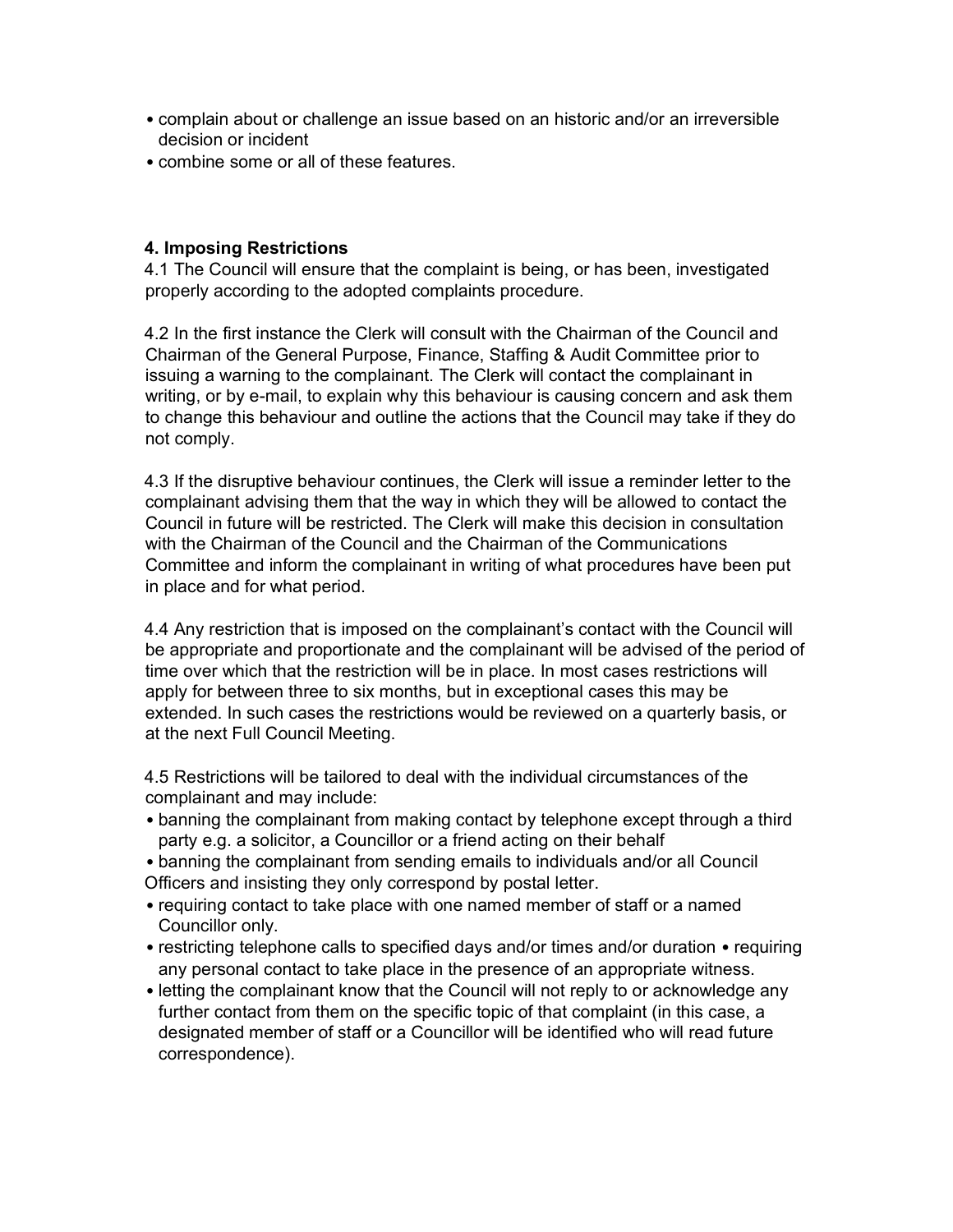- complain about or challenge an issue based on an historic and/or an irreversible decision or incident
- combine some or all of these features.

**4. Imposing Restrictions**

4.1 The Council will ensure that the complaint is being, or has been, investigated properly according to the adopted complaints procedure.

4.2 In the first instance the Clerk will consult with the Chairman of the Council and Chairman of the General Purpose, Finance, Staffing & Audit Committee prior to issuing a warning to the complainant. The Clerk will contact the complainant in writing, or by e-mail, to explain why this behaviour is causing concern and ask them to change this behaviour and outline the actions that the Council may take if they do not comply.

4.3 If the disruptive behaviour continues, the Clerk will issue a reminder letter to the complainant advising them that the way in which they will be allowed to contact the Council in future will be restricted. The Clerk will make this decision in consultation with the Chairman of the Council and the Chairman of the Communications Committee and inform the complainant in writing of what procedures have been put in place and for what period.

4.4 Any restriction that is imposed on the complainant's contact with the Council will be appropriate and proportionate and the complainant will be advised of the period of time over which that the restriction will be in place. In most cases restrictions will apply for between three to six months, but in exceptional cases this may be extended. In such cases the restrictions would be reviewed on a quarterly basis, or at the next Full Council Meeting.

4.5 Restrictions will be tailored to deal with the individual circumstances of the complainant and may include:

- banning the complainant from making contact by telephone except through a third party e.g. a solicitor, a Councillor or a friend acting on their behalf
- banning the complainant from sending emails to individuals and/or all Council Officers and insisting they only correspond by postal letter.
- requiring contact to take place with one named member of staff or a named Councillor only.
- restricting telephone calls to specified days and/or times and/or duration
- requiring any personal contact to take place in the presence of an appropriate witness.
- letting the complainant know that the Council will not reply to or acknowledge any further contact from them on the specific topic of that complaint (in this case, a designated member of staff or a Councillor will be identified who will read future correspondence).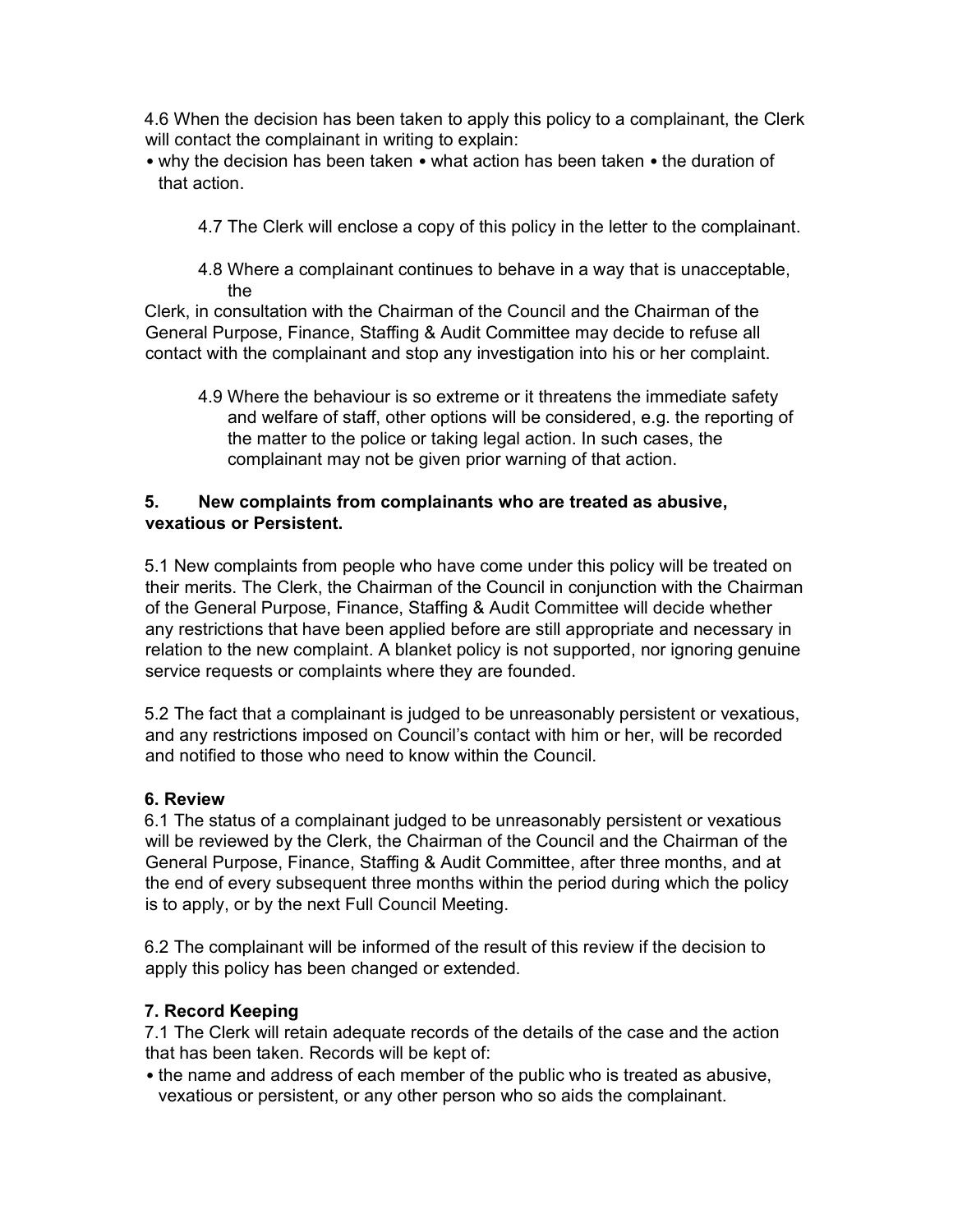4.6 When the decision has been taken to apply this policy to a complainant, the Clerk will contact the complainant in writing to explain:

- why the decision has been taken
- what action has been taken
- the duration of that action.

4.7 The Clerk will enclose a copy of this policy in the letter to the complainant.

4.8 Where a complainant continues to behave in a way that is unacceptable, the Clerk, in consultation with the Chairman of the Council and the Chairman of the General Purpose, Finance, Staffing & Audit Committee may decide to refuse all contact with the complainant and stop any investigation into his or her complaint.

4.9 Where the behaviour is so extreme or it threatens the immediate safety and welfare of staff, other options will be considered, e.g. the reporting of the matter to the police or taking legal action. In such cases, the complainant may not be given prior warning of that action.

## 5. New complaints from complainants who are treated as abusive, vexatious or Persistent.

5.1 New complaints from people who have come under this policy will be treated on their merits. The Clerk, the Chairman of the Council in conjunction with the Chairman of the General Purpose, Finance, Staffing & Audit Committee will decide whether any restrictions that have been applied before are still appropriate and necessary in relation to the new complaint. A blanket policy is not supported, nor ignoring genuine service requests or complaints where they are founded.

5.2 The fact that a complainant is judged to be unreasonably persistent or vexatious, and any restrictions imposed on Council's contact with him or her, will be recorded and notified to those who need to know within the Council.

## 6. Review

6.1 The status of a complainant judged to be unreasonably persistent or vexatious will be reviewed by the Clerk, the Chairman of the Council and the Chairman of the General Purpose, Finance, Staffing & Audit Committee, after three months, and at the end of every subsequent three months within the period during which the policy is to apply, or by the next Full Council Meeting.

6.2 The complainant will be informed of the result of this review if the decision to apply this policy has been changed or extended.

## 7. Record Keeping

7.1 The Clerk will retain adequate records of the details of the case and the action that has been taken. Records will be kept of:

- the name and address of each member of the public who is treated as abusive, vexatious or persistent, or any other person who so aids the complainant.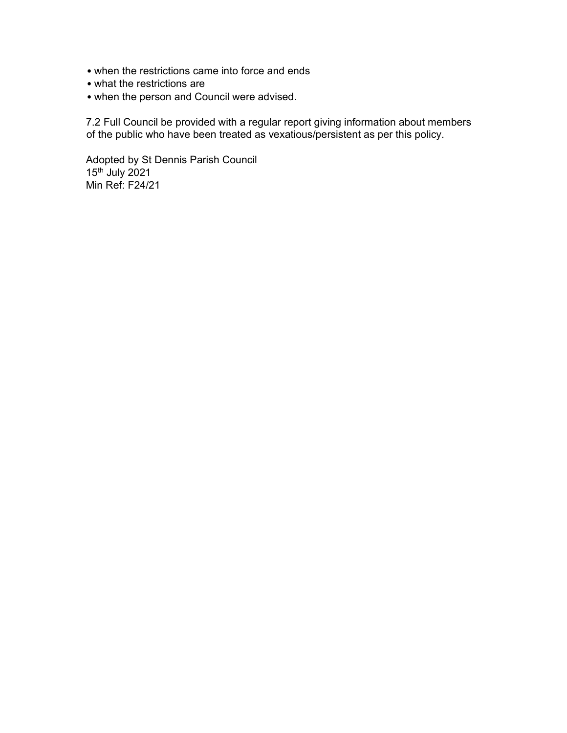- when the restrictions came into force and ends
- what the restrictions are
- when the person and Council were advised.

7.2 Full Council be provided with a regular report giving information about members of the public who have been treated as vexatious/persistent as per this policy.

Adopted by St Dennis Parish Council
15th July 2021
Min Ref: F24/21